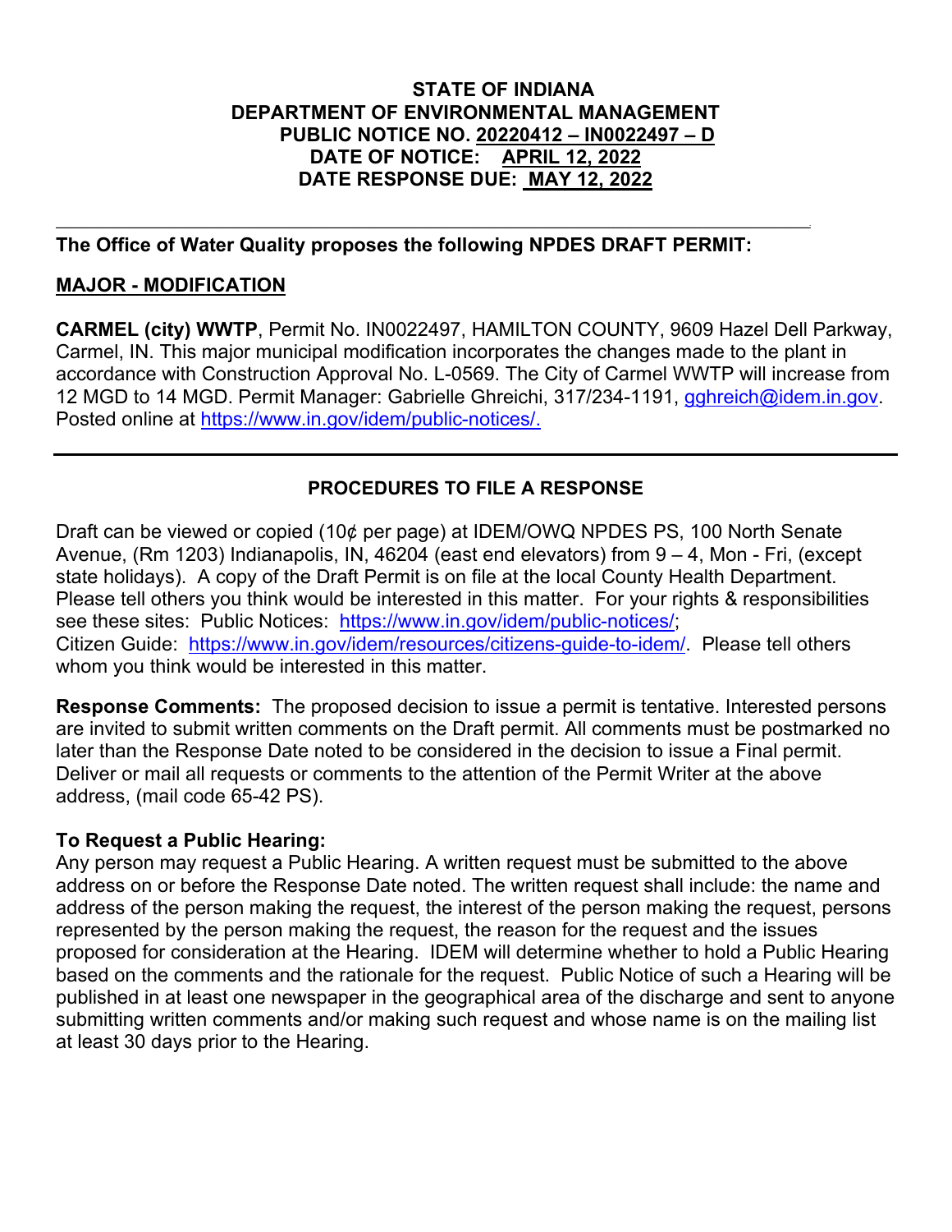**STATE OF INDIANA**
**DEPARTMENT OF ENVIRONMENTAL MANAGEMENT**
**PUBLIC NOTICE NO. 20220412 – IN0022497 – D**
**DATE OF NOTICE: APRIL 12, 2022**
**DATE RESPONSE DUE: MAY 12, 2022**

---

**The Office of Water Quality proposes the following NPDES DRAFT PERMIT:**

## MAJOR - MODIFICATION

**CARMEL (city) WWTP**, Permit No. IN0022497, HAMILTON COUNTY, 9609 Hazel Dell Parkway, Carmel, IN. This major municipal modification incorporates the changes made to the plant in accordance with Construction Approval No. L-0569. The City of Carmel WWTP will increase from 12 MGD to 14 MGD. Permit Manager: Gabrielle Ghreichi, 317/234-1191, gghreich@idem.in.gov. Posted online at https://www.in.gov/idem/public-notices/.

---

## PROCEDURES TO FILE A RESPONSE

Draft can be viewed or copied (10¢ per page) at IDEM/OWQ NPDES PS, 100 North Senate Avenue, (Rm 1203) Indianapolis, IN, 46204 (east end elevators) from 9 – 4, Mon - Fri, (except state holidays). A copy of the Draft Permit is on file at the local County Health Department. Please tell others you think would be interested in this matter. For your rights & responsibilities see these sites: Public Notices: https://www.in.gov/idem/public-notices/; Citizen Guide: https://www.in.gov/idem/resources/citizens-guide-to-idem/. Please tell others whom you think would be interested in this matter.

**Response Comments:** The proposed decision to issue a permit is tentative. Interested persons are invited to submit written comments on the Draft permit. All comments must be postmarked no later than the Response Date noted to be considered in the decision to issue a Final permit. Deliver or mail all requests or comments to the attention of the Permit Writer at the above address, (mail code 65-42 PS).

**To Request a Public Hearing:**
Any person may request a Public Hearing. A written request must be submitted to the above address on or before the Response Date noted. The written request shall include: the name and address of the person making the request, the interest of the person making the request, persons represented by the person making the request, the reason for the request and the issues proposed for consideration at the Hearing. IDEM will determine whether to hold a Public Hearing based on the comments and the rationale for the request. Public Notice of such a Hearing will be published in at least one newspaper in the geographical area of the discharge and sent to anyone submitting written comments and/or making such request and whose name is on the mailing list at least 30 days prior to the Hearing.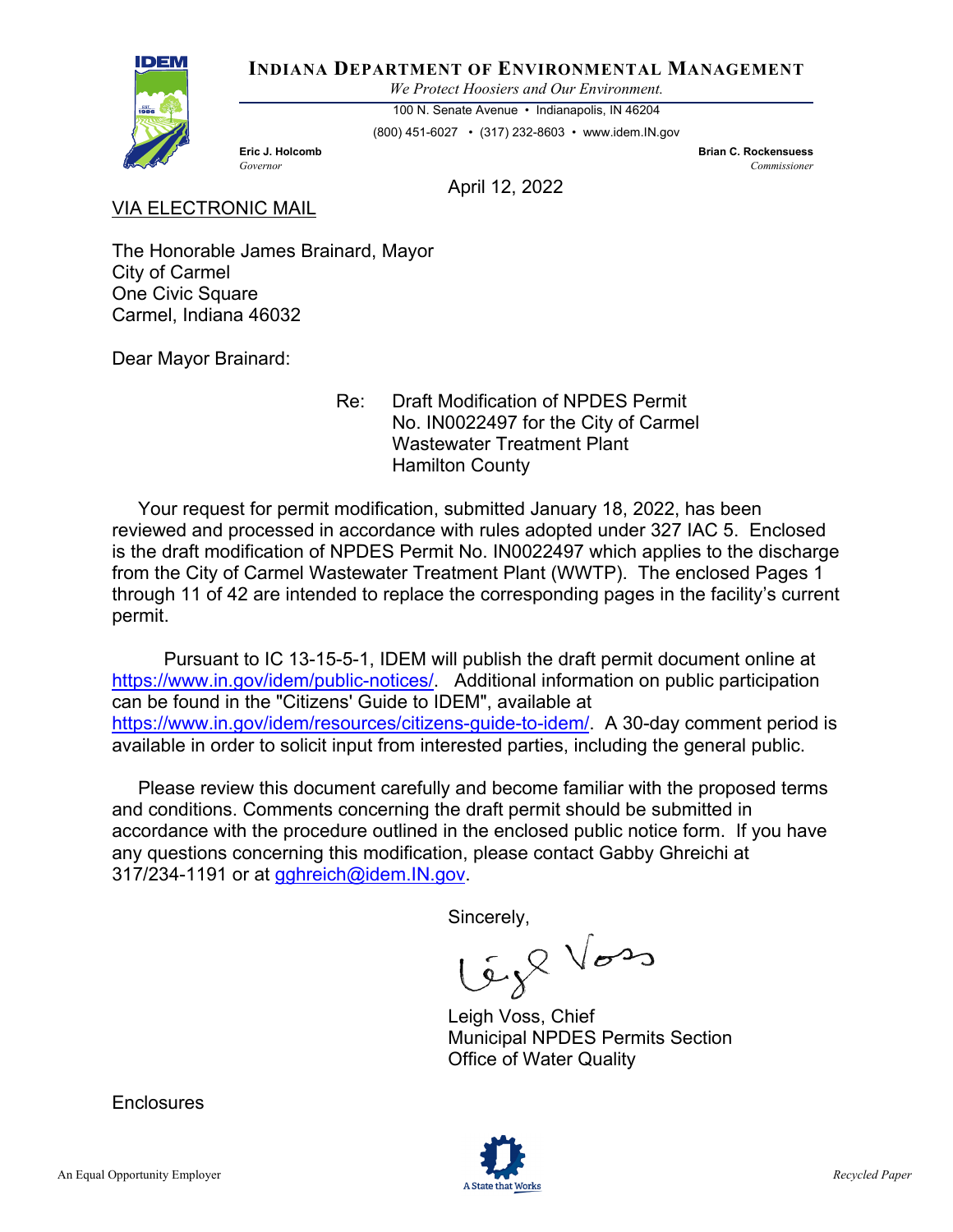**INDIANA DEPARTMENT OF ENVIRONMENTAL MANAGEMENT**

*We Protect Hoosiers and Our Environment.*

100 N. Senate Avenue • Indianapolis, IN 46204

(800) 451-6027 • (317) 232-8603 • www.idem.IN.gov

**Eric J. Holcomb**
*Governor*

**Brian C. Rockensuess**
*Commissioner*

April 12, 2022

VIA ELECTRONIC MAIL

The Honorable James Brainard, Mayor
City of Carmel
One Civic Square
Carmel, Indiana 46032

Dear Mayor Brainard:

Re: Draft Modification of NPDES Permit No. IN0022497 for the City of Carmel Wastewater Treatment Plant Hamilton County

Your request for permit modification, submitted January 18, 2022, has been reviewed and processed in accordance with rules adopted under 327 IAC 5. Enclosed is the draft modification of NPDES Permit No. IN0022497 which applies to the discharge from the City of Carmel Wastewater Treatment Plant (WWTP). The enclosed Pages 1 through 11 of 42 are intended to replace the corresponding pages in the facility's current permit.

Pursuant to IC 13-15-5-1, IDEM will publish the draft permit document online at https://www.in.gov/idem/public-notices/. Additional information on public participation can be found in the "Citizens' Guide to IDEM", available at https://www.in.gov/idem/resources/citizens-guide-to-idem/. A 30-day comment period is available in order to solicit input from interested parties, including the general public.

Please review this document carefully and become familiar with the proposed terms and conditions. Comments concerning the draft permit should be submitted in accordance with the procedure outlined in the enclosed public notice form. If you have any questions concerning this modification, please contact Gabby Ghreichi at 317/234-1191 or at gghreich@idem.IN.gov.

Sincerely,

Leigh Voss, Chief
Municipal NPDES Permits Section
Office of Water Quality

Enclosures

An Equal Opportunity Employer

A State that Works

*Recycled Paper*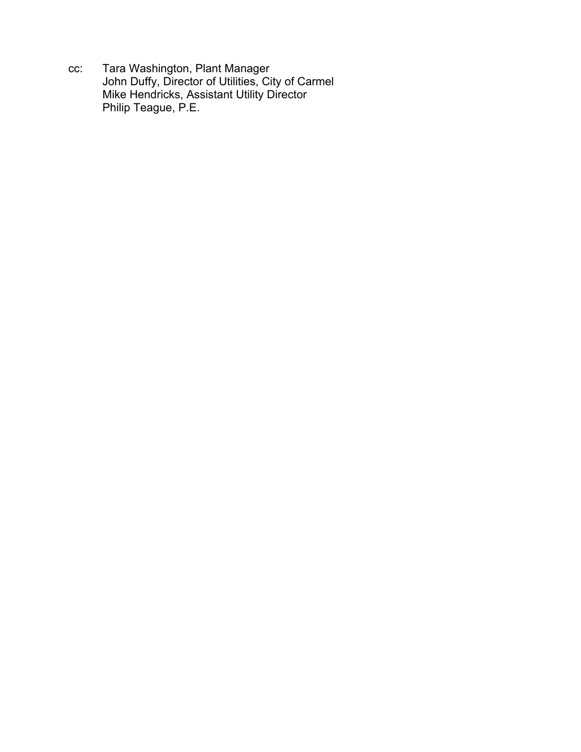cc: Tara Washington, Plant Manager
    John Duffy, Director of Utilities, City of Carmel
    Mike Hendricks, Assistant Utility Director
    Philip Teague, P.E.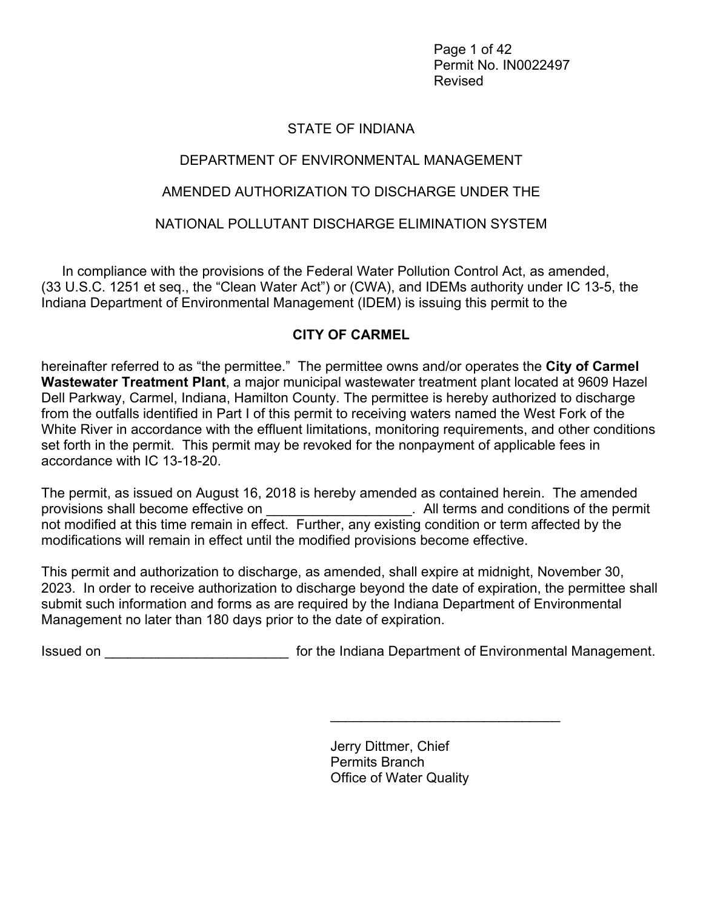Permit No. IN0022497
Revised

STATE OF INDIANA

DEPARTMENT OF ENVIRONMENTAL MANAGEMENT

AMENDED AUTHORIZATION TO DISCHARGE UNDER THE

NATIONAL POLLUTANT DISCHARGE ELIMINATION SYSTEM

In compliance with the provisions of the Federal Water Pollution Control Act, as amended, (33 U.S.C. 1251 et seq., the "Clean Water Act") or (CWA), and IDEMs authority under IC 13-5, the Indiana Department of Environmental Management (IDEM) is issuing this permit to the

**CITY OF CARMEL**

hereinafter referred to as "the permittee." The permittee owns and/or operates the **City of Carmel Wastewater Treatment Plant**, a major municipal wastewater treatment plant located at 9609 Hazel Dell Parkway, Carmel, Indiana, Hamilton County. The permittee is hereby authorized to discharge from the outfalls identified in Part I of this permit to receiving waters named the West Fork of the White River in accordance with the effluent limitations, monitoring requirements, and other conditions set forth in the permit. This permit may be revoked for the nonpayment of applicable fees in accordance with IC 13-18-20.

The permit, as issued on August 16, 2018 is hereby amended as contained herein. The amended provisions shall become effective on ___________________. All terms and conditions of the permit not modified at this time remain in effect. Further, any existing condition or term affected by the modifications will remain in effect until the modified provisions become effective.

This permit and authorization to discharge, as amended, shall expire at midnight, November 30, 2023. In order to receive authorization to discharge beyond the date of expiration, the permittee shall submit such information and forms as are required by the Indiana Department of Environmental Management no later than 180 days prior to the date of expiration.

Issued on ________________________ for the Indiana Department of Environmental Management.

______________________________

Jerry Dittmer, Chief
Permits Branch
Office of Water Quality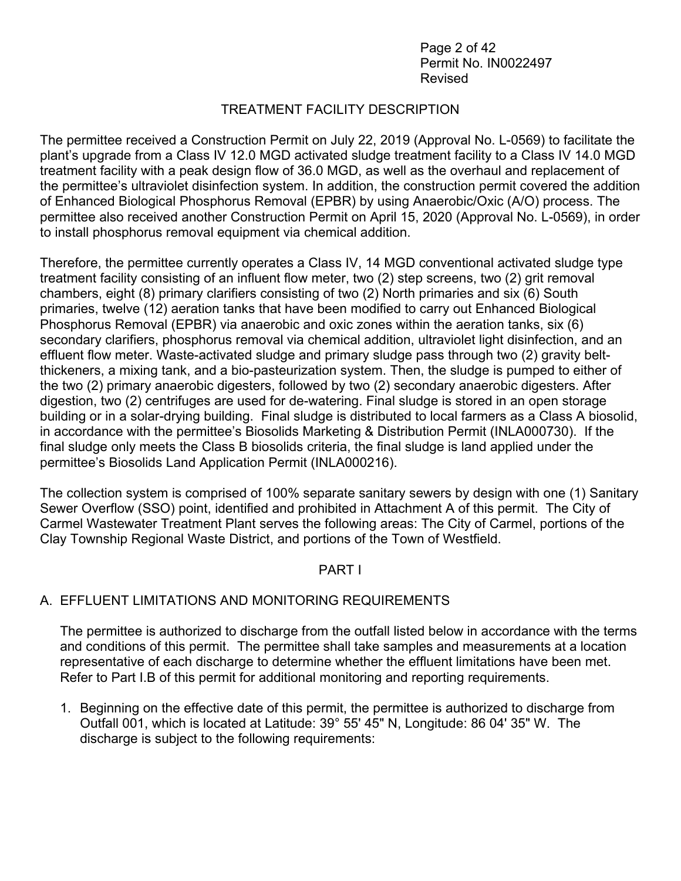## TREATMENT FACILITY DESCRIPTION

The permittee received a Construction Permit on July 22, 2019 (Approval No. L-0569) to facilitate the plant's upgrade from a Class IV 12.0 MGD activated sludge treatment facility to a Class IV 14.0 MGD treatment facility with a peak design flow of 36.0 MGD, as well as the overhaul and replacement of the permittee's ultraviolet disinfection system. In addition, the construction permit covered the addition of Enhanced Biological Phosphorus Removal (EPBR) by using Anaerobic/Oxic (A/O) process. The permittee also received another Construction Permit on April 15, 2020 (Approval No. L-0569), in order to install phosphorus removal equipment via chemical addition.

Therefore, the permittee currently operates a Class IV, 14 MGD conventional activated sludge type treatment facility consisting of an influent flow meter, two (2) step screens, two (2) grit removal chambers, eight (8) primary clarifiers consisting of two (2) North primaries and six (6) South primaries, twelve (12) aeration tanks that have been modified to carry out Enhanced Biological Phosphorus Removal (EPBR) via anaerobic and oxic zones within the aeration tanks, six (6) secondary clarifiers, phosphorus removal via chemical addition, ultraviolet light disinfection, and an effluent flow meter. Waste-activated sludge and primary sludge pass through two (2) gravity belt-thickeners, a mixing tank, and a bio-pasteurization system. Then, the sludge is pumped to either of the two (2) primary anaerobic digesters, followed by two (2) secondary anaerobic digesters. After digestion, two (2) centrifuges are used for de-watering. Final sludge is stored in an open storage building or in a solar-drying building. Final sludge is distributed to local farmers as a Class A biosolid, in accordance with the permittee's Biosolids Marketing & Distribution Permit (INLA000730). If the final sludge only meets the Class B biosolids criteria, the final sludge is land applied under the permittee's Biosolids Land Application Permit (INLA000216).

The collection system is comprised of 100% separate sanitary sewers by design with one (1) Sanitary Sewer Overflow (SSO) point, identified and prohibited in Attachment A of this permit. The City of Carmel Wastewater Treatment Plant serves the following areas: The City of Carmel, portions of the Clay Township Regional Waste District, and portions of the Town of Westfield.

## PART I

### A. EFFLUENT LIMITATIONS AND MONITORING REQUIREMENTS

The permittee is authorized to discharge from the outfall listed below in accordance with the terms and conditions of this permit. The permittee shall take samples and measurements at a location representative of each discharge to determine whether the effluent limitations have been met. Refer to Part I.B of this permit for additional monitoring and reporting requirements.

1. Beginning on the effective date of this permit, the permittee is authorized to discharge from Outfall 001, which is located at Latitude: 39° 55' 45" N, Longitude: 86 04' 35" W. The discharge is subject to the following requirements: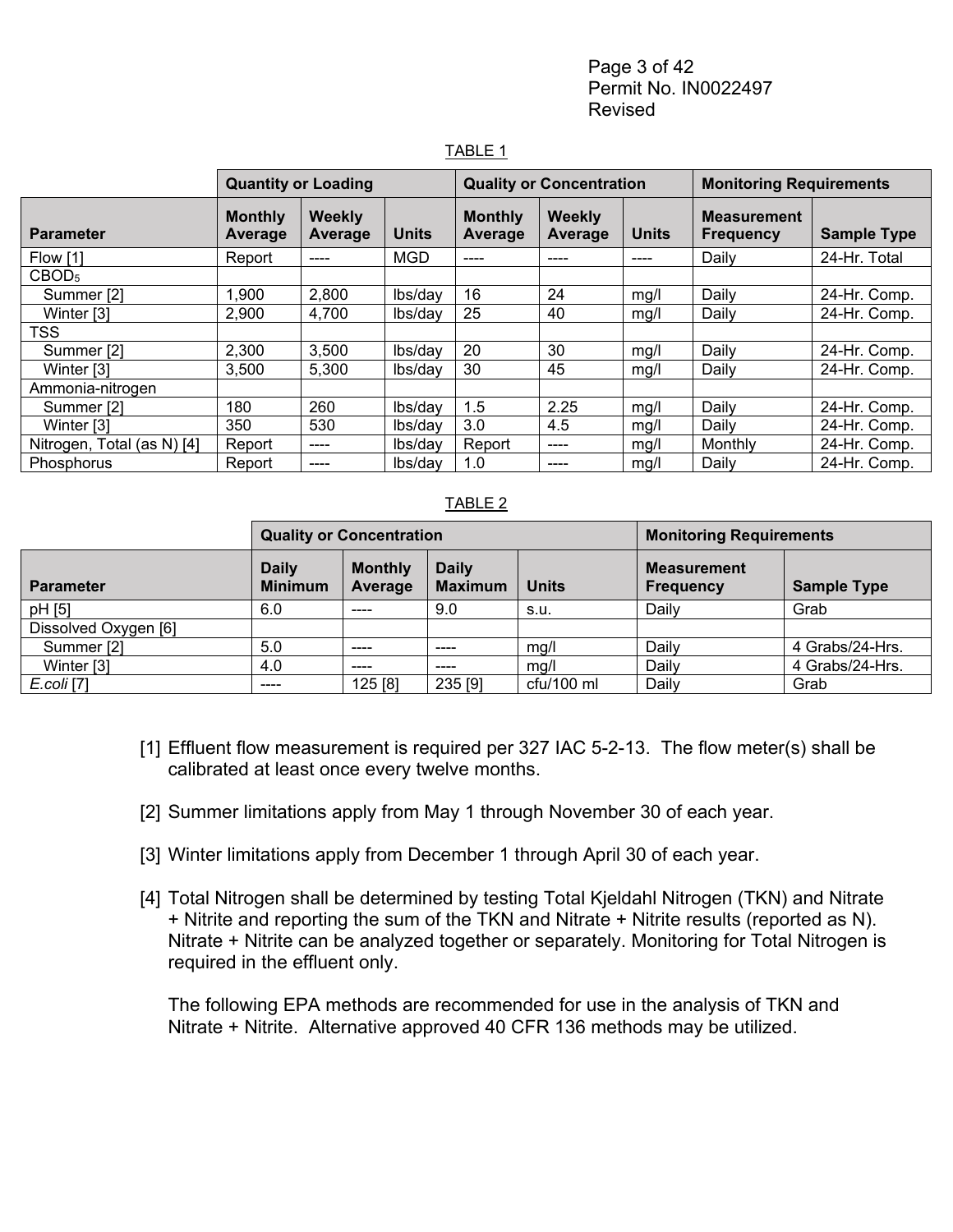TABLE 1

| | Quantity or Loading | | | Quality or Concentration | | | Monitoring Requirements | |
|---|---|---|---|---|---|---|---|---|
| **Parameter** | **Monthly Average** | **Weekly Average** | **Units** | **Monthly Average** | **Weekly Average** | **Units** | **Measurement Frequency** | **Sample Type** |
| Flow [1] | Report | ---- | MGD | ---- | ---- | ---- | Daily | 24-Hr. Total |
| $CBOD_5$ | | | | | | | | |
| Summer [2] | 1,900 | 2,800 | lbs/day | 16 | 24 | mg/l | Daily | 24-Hr. Comp. |
| Winter [3] | 2,900 | 4,700 | lbs/day | 25 | 40 | mg/l | Daily | 24-Hr. Comp. |
| TSS | | | | | | | | |
| Summer [2] | 2,300 | 3,500 | lbs/day | 20 | 30 | mg/l | Daily | 24-Hr. Comp. |
| Winter [3] | 3,500 | 5,300 | lbs/day | 30 | 45 | mg/l | Daily | 24-Hr. Comp. |
| Ammonia-nitrogen | | | | | | | | |
| Summer [2] | 180 | 260 | lbs/day | 1.5 | 2.25 | mg/l | Daily | 24-Hr. Comp. |
| Winter [3] | 350 | 530 | lbs/day | 3.0 | 4.5 | mg/l | Daily | 24-Hr. Comp. |
| Nitrogen, Total (as N) [4] | Report | ---- | lbs/day | Report | ---- | mg/l | Monthly | 24-Hr. Comp. |
| Phosphorus | Report | ---- | lbs/day | 1.0 | ---- | mg/l | Daily | 24-Hr. Comp. |

TABLE 2

| | Quality or Concentration | | | | Monitoring Requirements | |
|---|---|---|---|---|---|---|
| **Parameter** | **Daily Minimum** | **Monthly Average** | **Daily Maximum** | **Units** | **Measurement Frequency** | **Sample Type** |
| pH [5] | 6.0 | ---- | 9.0 | s.u. | Daily | Grab |
| Dissolved Oxygen [6] | | | | | | |
| Summer [2] | 5.0 | ---- | ---- | mg/l | Daily | 4 Grabs/24-Hrs. |
| Winter [3] | 4.0 | ---- | ---- | mg/l | Daily | 4 Grabs/24-Hrs. |
| *E.coli* [7] | ---- | 125 [8] | 235 [9] | cfu/100 ml | Daily | Grab |

[1] Effluent flow measurement is required per 327 IAC 5-2-13. The flow meter(s) shall be calibrated at least once every twelve months.

[2] Summer limitations apply from May 1 through November 30 of each year.

[3] Winter limitations apply from December 1 through April 30 of each year.

[4] Total Nitrogen shall be determined by testing Total Kjeldahl Nitrogen (TKN) and Nitrate + Nitrite and reporting the sum of the TKN and Nitrate + Nitrite results (reported as N). Nitrate + Nitrite can be analyzed together or separately. Monitoring for Total Nitrogen is required in the effluent only.

The following EPA methods are recommended for use in the analysis of TKN and Nitrate + Nitrite. Alternative approved 40 CFR 136 methods may be utilized.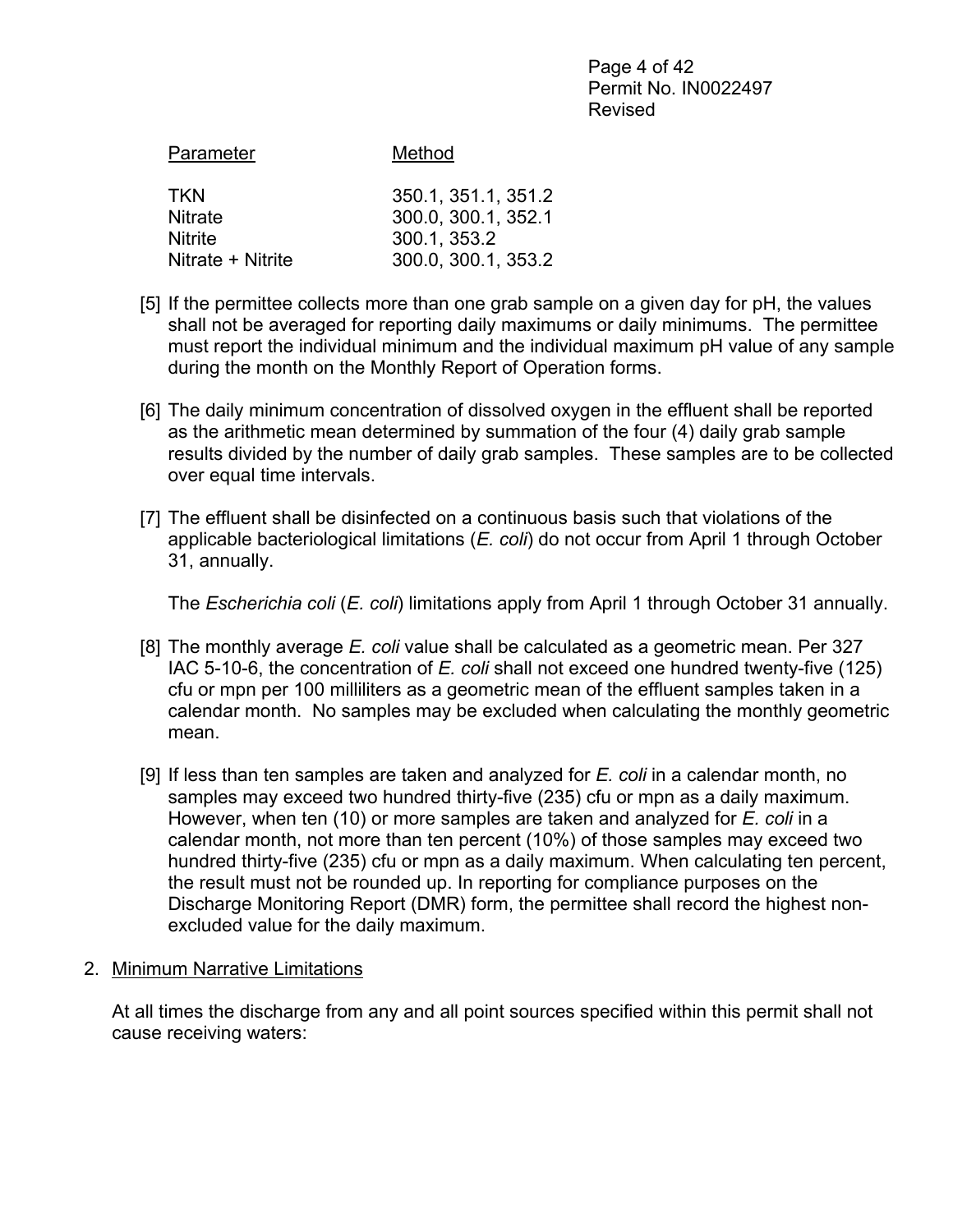| Parameter | Method |
|---|---|
| TKN | 350.1, 351.1, 351.2 |
| Nitrate | 300.0, 300.1, 352.1 |
| Nitrite | 300.1, 353.2 |
| Nitrate + Nitrite | 300.0, 300.1, 353.2 |

[5] If the permittee collects more than one grab sample on a given day for pH, the values shall not be averaged for reporting daily maximums or daily minimums. The permittee must report the individual minimum and the individual maximum pH value of any sample during the month on the Monthly Report of Operation forms.

[6] The daily minimum concentration of dissolved oxygen in the effluent shall be reported as the arithmetic mean determined by summation of the four (4) daily grab sample results divided by the number of daily grab samples. These samples are to be collected over equal time intervals.

[7] The effluent shall be disinfected on a continuous basis such that violations of the applicable bacteriological limitations (*E. coli*) do not occur from April 1 through October 31, annually.

The *Escherichia coli* (*E. coli*) limitations apply from April 1 through October 31 annually.

[8] The monthly average *E. coli* value shall be calculated as a geometric mean. Per 327 IAC 5-10-6, the concentration of *E. coli* shall not exceed one hundred twenty-five (125) cfu or mpn per 100 milliliters as a geometric mean of the effluent samples taken in a calendar month. No samples may be excluded when calculating the monthly geometric mean.

[9] If less than ten samples are taken and analyzed for *E. coli* in a calendar month, no samples may exceed two hundred thirty-five (235) cfu or mpn as a daily maximum. However, when ten (10) or more samples are taken and analyzed for *E. coli* in a calendar month, not more than ten percent (10%) of those samples may exceed two hundred thirty-five (235) cfu or mpn as a daily maximum. When calculating ten percent, the result must not be rounded up. In reporting for compliance purposes on the Discharge Monitoring Report (DMR) form, the permittee shall record the highest non-excluded value for the daily maximum.

2. Minimum Narrative Limitations

At all times the discharge from any and all point sources specified within this permit shall not cause receiving waters: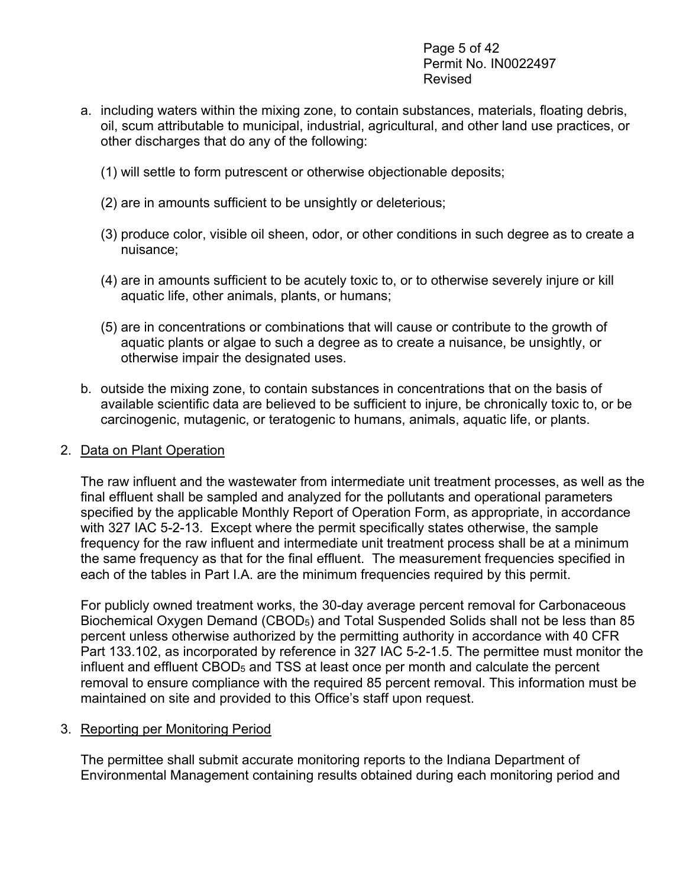a. including waters within the mixing zone, to contain substances, materials, floating debris, oil, scum attributable to municipal, industrial, agricultural, and other land use practices, or other discharges that do any of the following:

   (1) will settle to form putrescent or otherwise objectionable deposits;

   (2) are in amounts sufficient to be unsightly or deleterious;

   (3) produce color, visible oil sheen, odor, or other conditions in such degree as to create a nuisance;

   (4) are in amounts sufficient to be acutely toxic to, or to otherwise severely injure or kill aquatic life, other animals, plants, or humans;

   (5) are in concentrations or combinations that will cause or contribute to the growth of aquatic plants or algae to such a degree as to create a nuisance, be unsightly, or otherwise impair the designated uses.

b. outside the mixing zone, to contain substances in concentrations that on the basis of available scientific data are believed to be sufficient to injure, be chronically toxic to, or be carcinogenic, mutagenic, or teratogenic to humans, animals, aquatic life, or plants.

2. Data on Plant Operation

   The raw influent and the wastewater from intermediate unit treatment processes, as well as the final effluent shall be sampled and analyzed for the pollutants and operational parameters specified by the applicable Monthly Report of Operation Form, as appropriate, in accordance with 327 IAC 5-2-13. Except where the permit specifically states otherwise, the sample frequency for the raw influent and intermediate unit treatment process shall be at a minimum the same frequency as that for the final effluent. The measurement frequencies specified in each of the tables in Part I.A. are the minimum frequencies required by this permit.

   For publicly owned treatment works, the 30-day average percent removal for Carbonaceous Biochemical Oxygen Demand ($CBOD_5$) and Total Suspended Solids shall not be less than 85 percent unless otherwise authorized by the permitting authority in accordance with 40 CFR Part 133.102, as incorporated by reference in 327 IAC 5-2-1.5. The permittee must monitor the influent and effluent $CBOD_5$ and TSS at least once per month and calculate the percent removal to ensure compliance with the required 85 percent removal. This information must be maintained on site and provided to this Office's staff upon request.

3. Reporting per Monitoring Period

   The permittee shall submit accurate monitoring reports to the Indiana Department of Environmental Management containing results obtained during each monitoring period and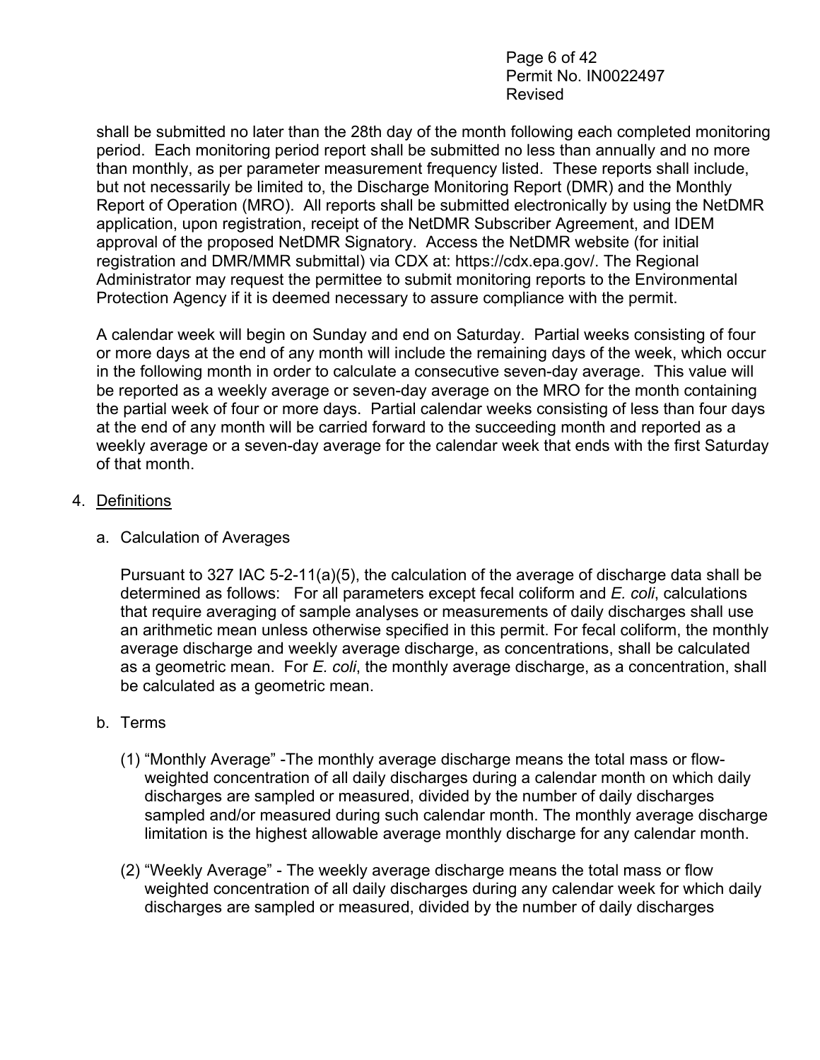shall be submitted no later than the 28th day of the month following each completed monitoring period. Each monitoring period report shall be submitted no less than annually and no more than monthly, as per parameter measurement frequency listed. These reports shall include, but not necessarily be limited to, the Discharge Monitoring Report (DMR) and the Monthly Report of Operation (MRO). All reports shall be submitted electronically by using the NetDMR application, upon registration, receipt of the NetDMR Subscriber Agreement, and IDEM approval of the proposed NetDMR Signatory. Access the NetDMR website (for initial registration and DMR/MMR submittal) via CDX at: https://cdx.epa.gov/. The Regional Administrator may request the permittee to submit monitoring reports to the Environmental Protection Agency if it is deemed necessary to assure compliance with the permit.

A calendar week will begin on Sunday and end on Saturday. Partial weeks consisting of four or more days at the end of any month will include the remaining days of the week, which occur in the following month in order to calculate a consecutive seven-day average. This value will be reported as a weekly average or seven-day average on the MRO for the month containing the partial week of four or more days. Partial calendar weeks consisting of less than four days at the end of any month will be carried forward to the succeeding month and reported as a weekly average or a seven-day average for the calendar week that ends with the first Saturday of that month.

4. Definitions

   a. Calculation of Averages

      Pursuant to 327 IAC 5-2-11(a)(5), the calculation of the average of discharge data shall be determined as follows: For all parameters except fecal coliform and *E. coli*, calculations that require averaging of sample analyses or measurements of daily discharges shall use an arithmetic mean unless otherwise specified in this permit. For fecal coliform, the monthly average discharge and weekly average discharge, as concentrations, shall be calculated as a geometric mean. For *E. coli*, the monthly average discharge, as a concentration, shall be calculated as a geometric mean.

   b. Terms

      (1) "Monthly Average" -The monthly average discharge means the total mass or flow-weighted concentration of all daily discharges during a calendar month on which daily discharges are sampled or measured, divided by the number of daily discharges sampled and/or measured during such calendar month. The monthly average discharge limitation is the highest allowable average monthly discharge for any calendar month.

      (2) "Weekly Average" - The weekly average discharge means the total mass or flow weighted concentration of all daily discharges during any calendar week for which daily discharges are sampled or measured, divided by the number of daily discharges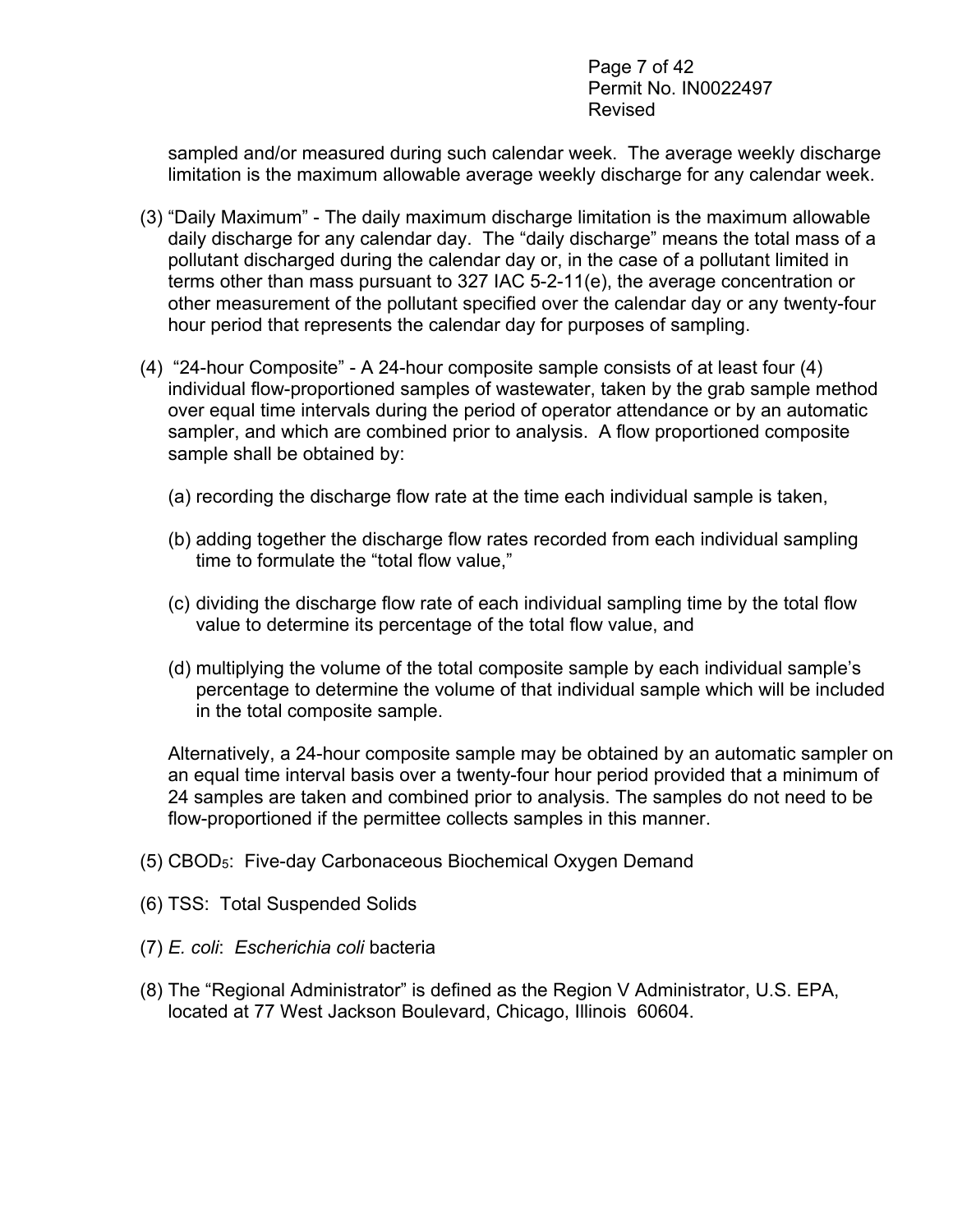sampled and/or measured during such calendar week. The average weekly discharge limitation is the maximum allowable average weekly discharge for any calendar week.

(3) "Daily Maximum" - The daily maximum discharge limitation is the maximum allowable daily discharge for any calendar day. The "daily discharge" means the total mass of a pollutant discharged during the calendar day or, in the case of a pollutant limited in terms other than mass pursuant to 327 IAC 5-2-11(e), the average concentration or other measurement of the pollutant specified over the calendar day or any twenty-four hour period that represents the calendar day for purposes of sampling.

(4) "24-hour Composite" - A 24-hour composite sample consists of at least four (4) individual flow-proportioned samples of wastewater, taken by the grab sample method over equal time intervals during the period of operator attendance or by an automatic sampler, and which are combined prior to analysis. A flow proportioned composite sample shall be obtained by:

(a) recording the discharge flow rate at the time each individual sample is taken,

(b) adding together the discharge flow rates recorded from each individual sampling time to formulate the "total flow value,"

(c) dividing the discharge flow rate of each individual sampling time by the total flow value to determine its percentage of the total flow value, and

(d) multiplying the volume of the total composite sample by each individual sample's percentage to determine the volume of that individual sample which will be included in the total composite sample.

Alternatively, a 24-hour composite sample may be obtained by an automatic sampler on an equal time interval basis over a twenty-four hour period provided that a minimum of 24 samples are taken and combined prior to analysis. The samples do not need to be flow-proportioned if the permittee collects samples in this manner.

(5) $CBOD_5$: Five-day Carbonaceous Biochemical Oxygen Demand

(6) TSS: Total Suspended Solids

(7) *E. coli*: *Escherichia coli* bacteria

(8) The "Regional Administrator" is defined as the Region V Administrator, U.S. EPA, located at 77 West Jackson Boulevard, Chicago, Illinois 60604.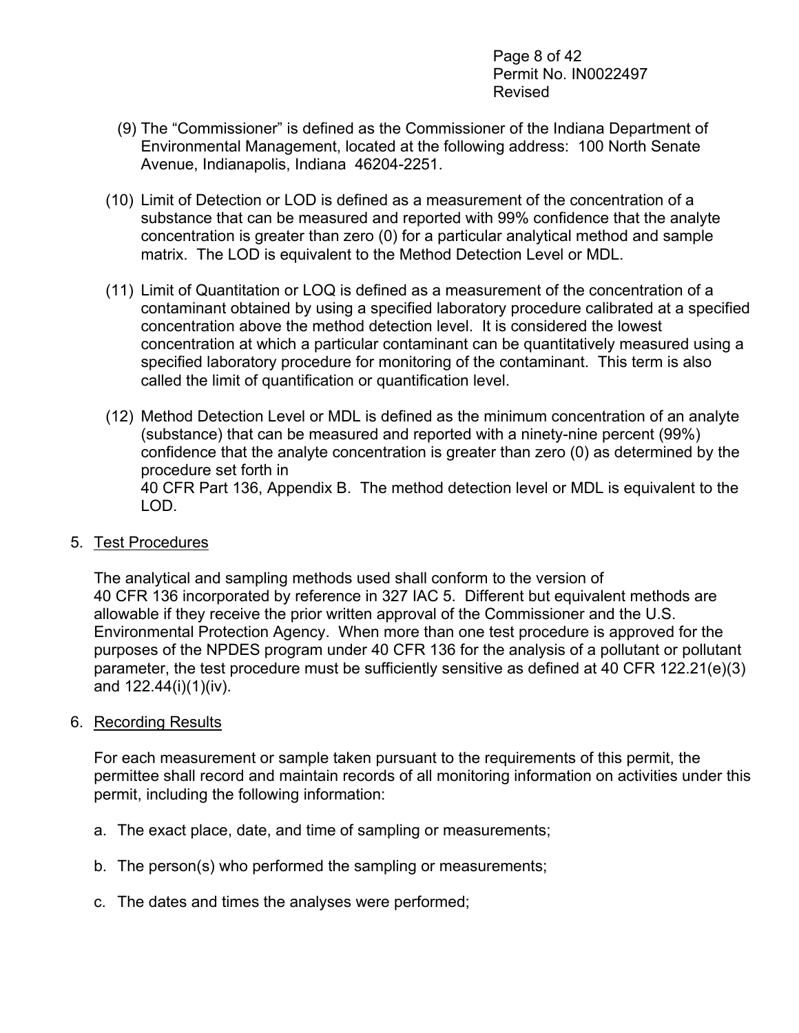(9) The "Commissioner" is defined as the Commissioner of the Indiana Department of Environmental Management, located at the following address: 100 North Senate Avenue, Indianapolis, Indiana 46204-2251.

(10) Limit of Detection or LOD is defined as a measurement of the concentration of a substance that can be measured and reported with 99% confidence that the analyte concentration is greater than zero (0) for a particular analytical method and sample matrix. The LOD is equivalent to the Method Detection Level or MDL.

(11) Limit of Quantitation or LOQ is defined as a measurement of the concentration of a contaminant obtained by using a specified laboratory procedure calibrated at a specified concentration above the method detection level. It is considered the lowest concentration at which a particular contaminant can be quantitatively measured using a specified laboratory procedure for monitoring of the contaminant. This term is also called the limit of quantification or quantification level.

(12) Method Detection Level or MDL is defined as the minimum concentration of an analyte (substance) that can be measured and reported with a ninety-nine percent (99%) confidence that the analyte concentration is greater than zero (0) as determined by the procedure set forth in 40 CFR Part 136, Appendix B. The method detection level or MDL is equivalent to the LOD.

5. Test Procedures

The analytical and sampling methods used shall conform to the version of 40 CFR 136 incorporated by reference in 327 IAC 5. Different but equivalent methods are allowable if they receive the prior written approval of the Commissioner and the U.S. Environmental Protection Agency. When more than one test procedure is approved for the purposes of the NPDES program under 40 CFR 136 for the analysis of a pollutant or pollutant parameter, the test procedure must be sufficiently sensitive as defined at 40 CFR 122.21(e)(3) and 122.44(i)(1)(iv).

6. Recording Results

For each measurement or sample taken pursuant to the requirements of this permit, the permittee shall record and maintain records of all monitoring information on activities under this permit, including the following information:

a. The exact place, date, and time of sampling or measurements;

b. The person(s) who performed the sampling or measurements;

c. The dates and times the analyses were performed;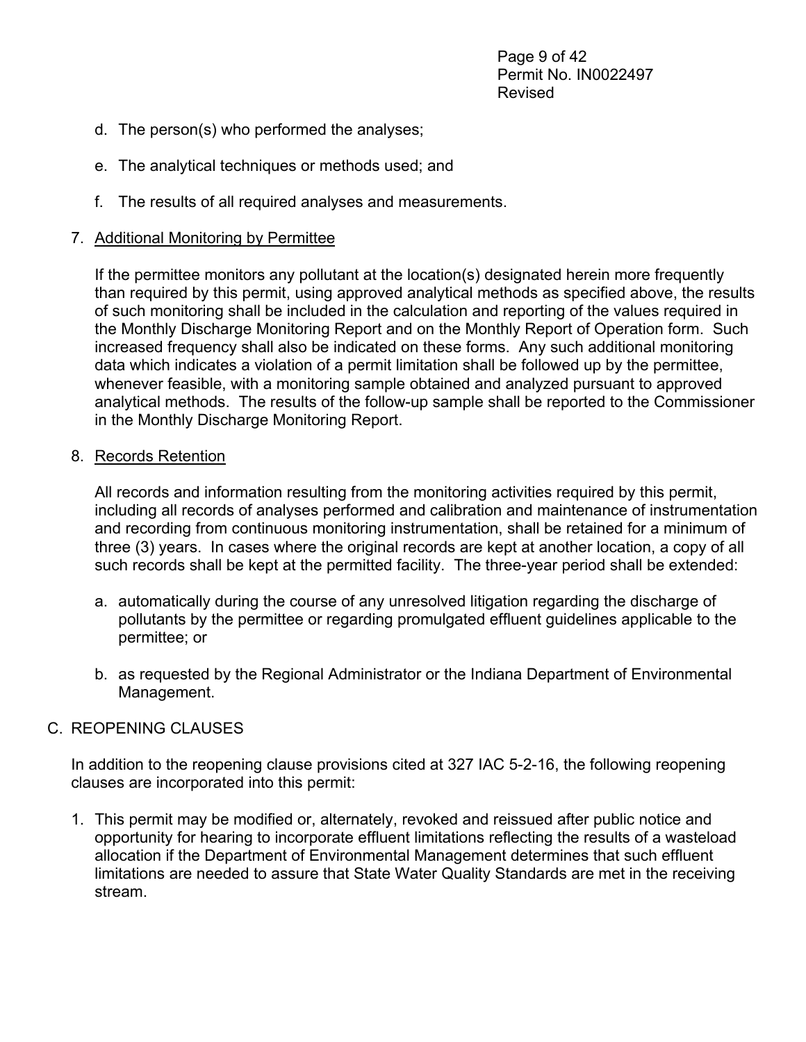d. The person(s) who performed the analyses;

e. The analytical techniques or methods used; and

f. The results of all required analyses and measurements.

7. <u>Additional Monitoring by Permittee</u>

   If the permittee monitors any pollutant at the location(s) designated herein more frequently than required by this permit, using approved analytical methods as specified above, the results of such monitoring shall be included in the calculation and reporting of the values required in the Monthly Discharge Monitoring Report and on the Monthly Report of Operation form. Such increased frequency shall also be indicated on these forms. Any such additional monitoring data which indicates a violation of a permit limitation shall be followed up by the permittee, whenever feasible, with a monitoring sample obtained and analyzed pursuant to approved analytical methods. The results of the follow-up sample shall be reported to the Commissioner in the Monthly Discharge Monitoring Report.

8. <u>Records Retention</u>

   All records and information resulting from the monitoring activities required by this permit, including all records of analyses performed and calibration and maintenance of instrumentation and recording from continuous monitoring instrumentation, shall be retained for a minimum of three (3) years. In cases where the original records are kept at another location, a copy of all such records shall be kept at the permitted facility. The three-year period shall be extended:

   a. automatically during the course of any unresolved litigation regarding the discharge of pollutants by the permittee or regarding promulgated effluent guidelines applicable to the permittee; or

   b. as requested by the Regional Administrator or the Indiana Department of Environmental Management.

C. REOPENING CLAUSES

In addition to the reopening clause provisions cited at 327 IAC 5-2-16, the following reopening clauses are incorporated into this permit:

1. This permit may be modified or, alternately, revoked and reissued after public notice and opportunity for hearing to incorporate effluent limitations reflecting the results of a wasteload allocation if the Department of Environmental Management determines that such effluent limitations are needed to assure that State Water Quality Standards are met in the receiving stream.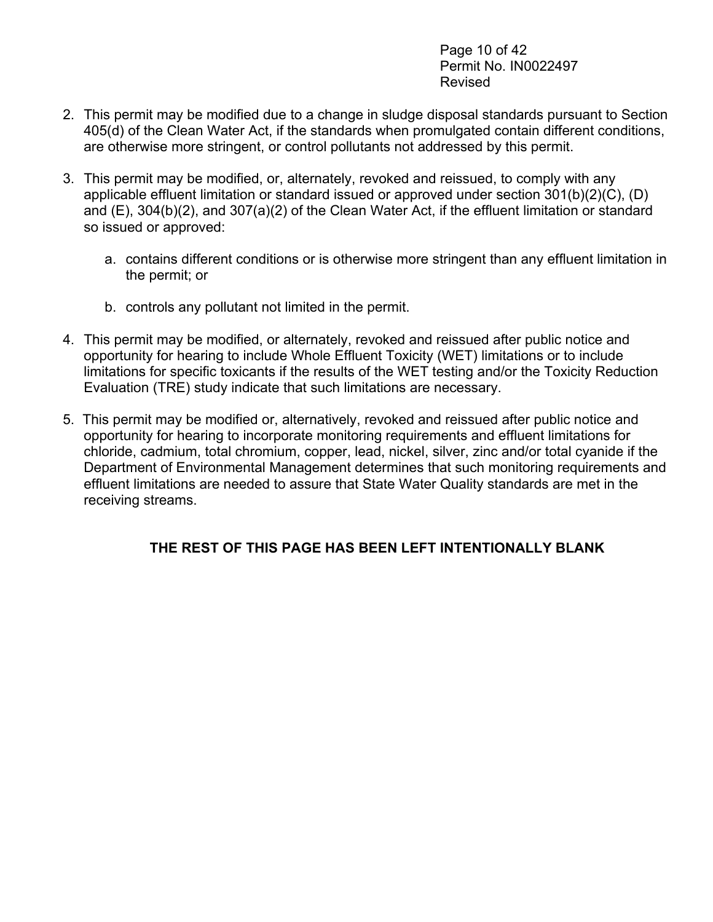2. This permit may be modified due to a change in sludge disposal standards pursuant to Section 405(d) of the Clean Water Act, if the standards when promulgated contain different conditions, are otherwise more stringent, or control pollutants not addressed by this permit.

3. This permit may be modified, or, alternately, revoked and reissued, to comply with any applicable effluent limitation or standard issued or approved under section 301(b)(2)(C), (D) and (E), 304(b)(2), and 307(a)(2) of the Clean Water Act, if the effluent limitation or standard so issued or approved:

   a. contains different conditions or is otherwise more stringent than any effluent limitation in the permit; or

   b. controls any pollutant not limited in the permit.

4. This permit may be modified, or alternately, revoked and reissued after public notice and opportunity for hearing to include Whole Effluent Toxicity (WET) limitations or to include limitations for specific toxicants if the results of the WET testing and/or the Toxicity Reduction Evaluation (TRE) study indicate that such limitations are necessary.

5. This permit may be modified or, alternatively, revoked and reissued after public notice and opportunity for hearing to incorporate monitoring requirements and effluent limitations for chloride, cadmium, total chromium, copper, lead, nickel, silver, zinc and/or total cyanide if the Department of Environmental Management determines that such monitoring requirements and effluent limitations are needed to assure that State Water Quality standards are met in the receiving streams.

**THE REST OF THIS PAGE HAS BEEN LEFT INTENTIONALLY BLANK**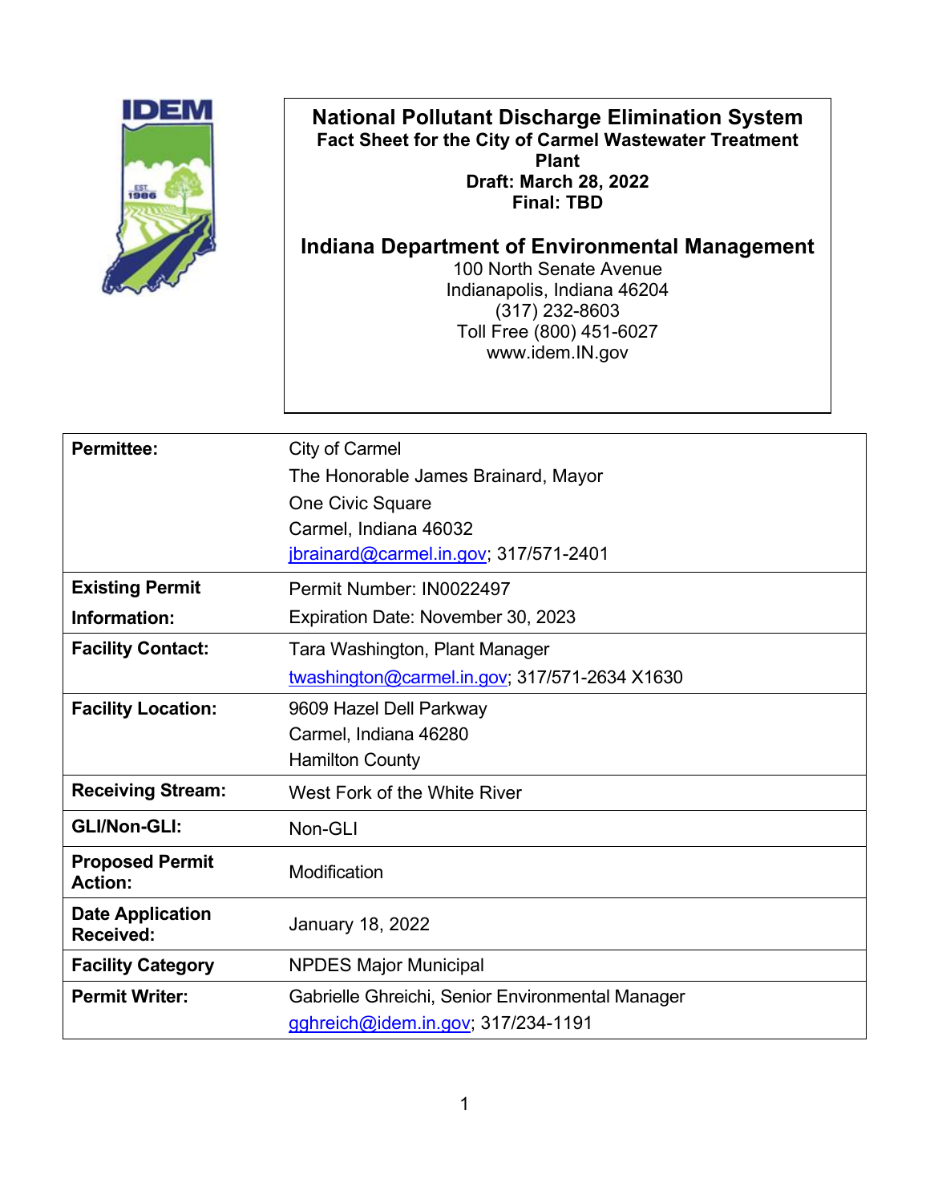**National Pollutant Discharge Elimination System**
**Fact Sheet for the City of Carmel Wastewater Treatment Plant**
**Draft: March 28, 2022**
**Final: TBD**

**Indiana Department of Environmental Management**
100 North Senate Avenue
Indianapolis, Indiana 46204
(317) 232-8603
Toll Free (800) 451-6027
www.idem.IN.gov

| | |
|---|---|
| **Permittee:** | City of Carmel<br>The Honorable James Brainard, Mayor<br>One Civic Square<br>Carmel, Indiana 46032<br>jbrainard@carmel.in.gov; 317/571-2401 |
| **Existing Permit Information:** | Permit Number: IN0022497<br>Expiration Date: November 30, 2023 |
| **Facility Contact:** | Tara Washington, Plant Manager<br>twashington@carmel.in.gov; 317/571-2634 X1630 |
| **Facility Location:** | 9609 Hazel Dell Parkway<br>Carmel, Indiana 46280<br>Hamilton County |
| **Receiving Stream:** | West Fork of the White River |
| **GLI/Non-GLI:** | Non-GLI |
| **Proposed Permit Action:** | Modification |
| **Date Application Received:** | January 18, 2022 |
| **Facility Category** | NPDES Major Municipal |
| **Permit Writer:** | Gabrielle Ghreichi, Senior Environmental Manager<br>gghreich@idem.in.gov; 317/234-1191 |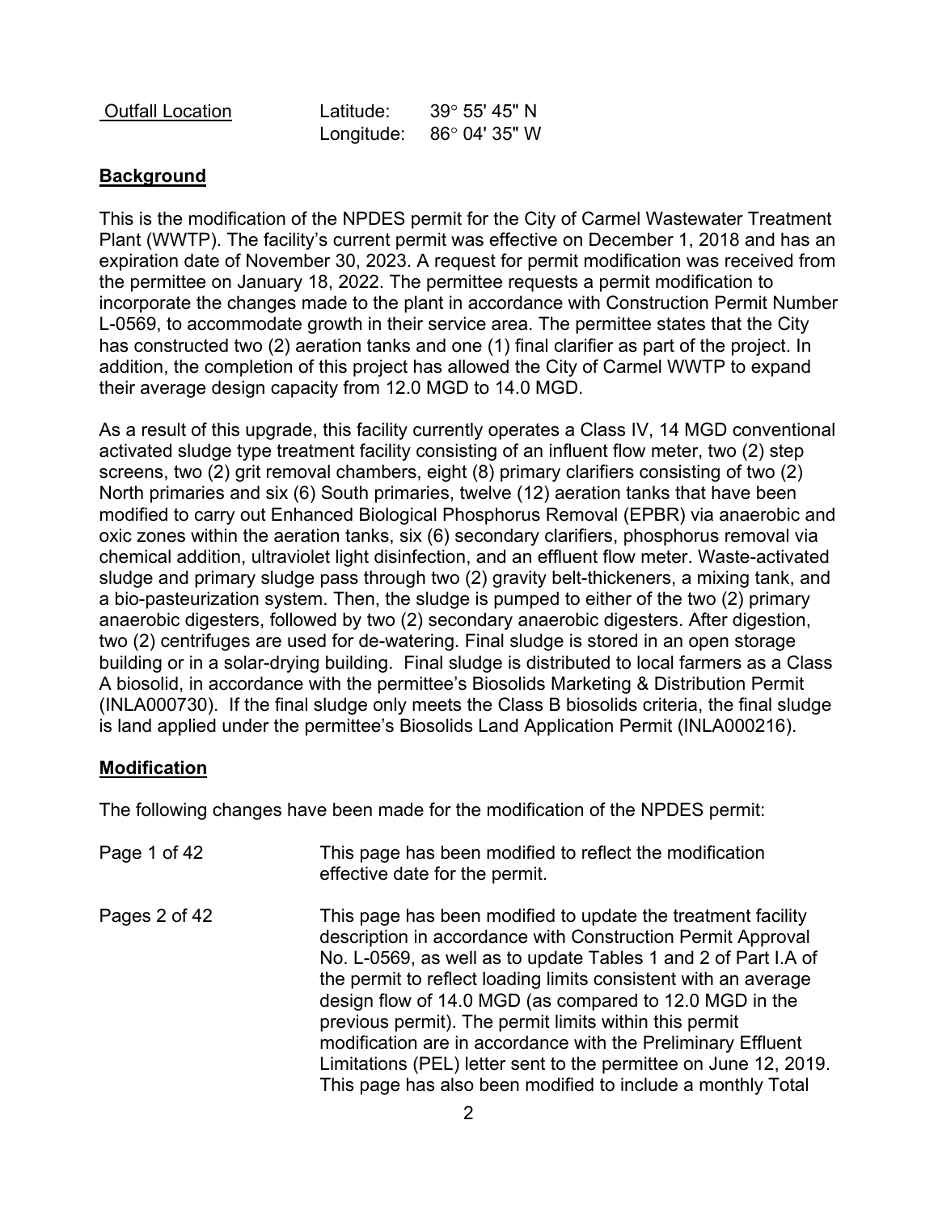| Outfall Location | Latitude: | 39° 55' 45" N |
| --- | --- | --- |
| | Longitude: | 86° 04' 35" W |

## Background

This is the modification of the NPDES permit for the City of Carmel Wastewater Treatment Plant (WWTP). The facility's current permit was effective on December 1, 2018 and has an expiration date of November 30, 2023. A request for permit modification was received from the permittee on January 18, 2022. The permittee requests a permit modification to incorporate the changes made to the plant in accordance with Construction Permit Number L-0569, to accommodate growth in their service area. The permittee states that the City has constructed two (2) aeration tanks and one (1) final clarifier as part of the project. In addition, the completion of this project has allowed the City of Carmel WWTP to expand their average design capacity from 12.0 MGD to 14.0 MGD.

As a result of this upgrade, this facility currently operates a Class IV, 14 MGD conventional activated sludge type treatment facility consisting of an influent flow meter, two (2) step screens, two (2) grit removal chambers, eight (8) primary clarifiers consisting of two (2) North primaries and six (6) South primaries, twelve (12) aeration tanks that have been modified to carry out Enhanced Biological Phosphorus Removal (EPBR) via anaerobic and oxic zones within the aeration tanks, six (6) secondary clarifiers, phosphorus removal via chemical addition, ultraviolet light disinfection, and an effluent flow meter. Waste-activated sludge and primary sludge pass through two (2) gravity belt-thickeners, a mixing tank, and a bio-pasteurization system. Then, the sludge is pumped to either of the two (2) primary anaerobic digesters, followed by two (2) secondary anaerobic digesters. After digestion, two (2) centrifuges are used for de-watering. Final sludge is stored in an open storage building or in a solar-drying building. Final sludge is distributed to local farmers as a Class A biosolid, in accordance with the permittee's Biosolids Marketing & Distribution Permit (INLA000730). If the final sludge only meets the Class B biosolids criteria, the final sludge is land applied under the permittee's Biosolids Land Application Permit (INLA000216).

## Modification

The following changes have been made for the modification of the NPDES permit:

| | |
| --- | --- |
| Page 1 of 42 | This page has been modified to reflect the modification effective date for the permit. |
| Pages 2 of 42 | This page has been modified to update the treatment facility description in accordance with Construction Permit Approval No. L-0569, as well as to update Tables 1 and 2 of Part I.A of the permit to reflect loading limits consistent with an average design flow of 14.0 MGD (as compared to 12.0 MGD in the previous permit). The permit limits within this permit modification are in accordance with the Preliminary Effluent Limitations (PEL) letter sent to the permittee on June 12, 2019. This page has also been modified to include a monthly Total |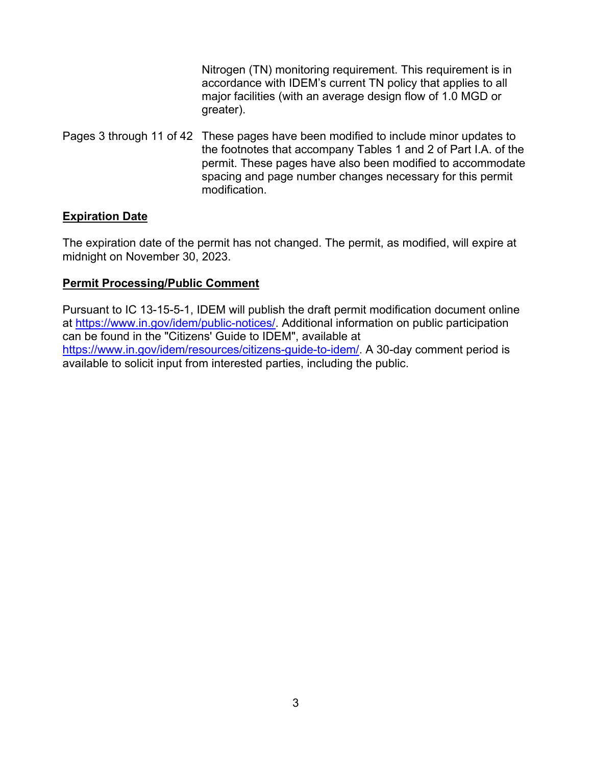| | |
|---|---|
| | Nitrogen (TN) monitoring requirement. This requirement is in accordance with IDEM's current TN policy that applies to all major facilities (with an average design flow of 1.0 MGD or greater). |
| Pages 3 through 11 of 42 | These pages have been modified to include minor updates to the footnotes that accompany Tables 1 and 2 of Part I.A. of the permit. These pages have also been modified to accommodate spacing and page number changes necessary for this permit modification. |

**Expiration Date**

The expiration date of the permit has not changed. The permit, as modified, will expire at midnight on November 30, 2023.

**Permit Processing/Public Comment**

Pursuant to IC 13-15-5-1, IDEM will publish the draft permit modification document online at https://www.in.gov/idem/public-notices/. Additional information on public participation can be found in the "Citizens' Guide to IDEM", available at https://www.in.gov/idem/resources/citizens-guide-to-idem/. A 30-day comment period is available to solicit input from interested parties, including the public.